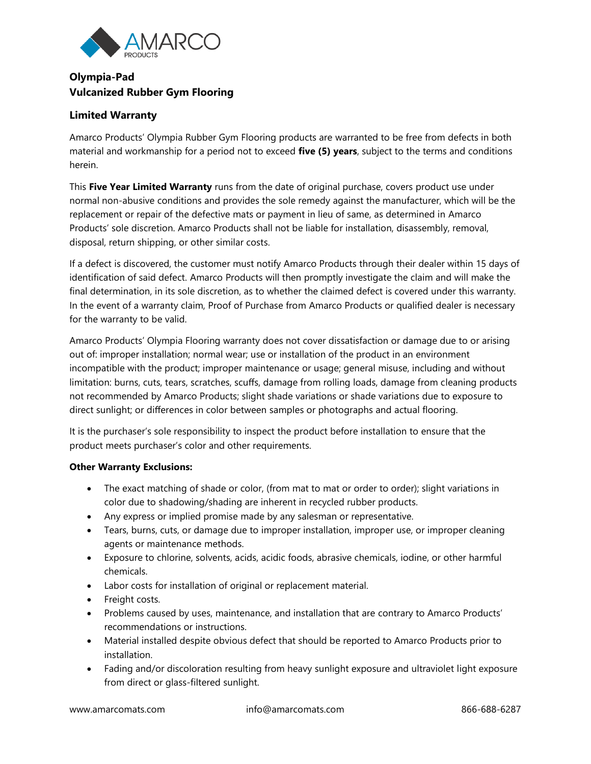# Olympia-Pad
# Vulcanized Rubber Gym Flooring

## Limited Warranty

Amarco Products' Olympia Rubber Gym Flooring products are warranted to be free from defects in both material and workmanship for a period not to exceed **five (5) years**, subject to the terms and conditions herein.

This **Five Year Limited Warranty** runs from the date of original purchase, covers product use under normal non-abusive conditions and provides the sole remedy against the manufacturer, which will be the replacement or repair of the defective mats or payment in lieu of same, as determined in Amarco Products' sole discretion. Amarco Products shall not be liable for installation, disassembly, removal, disposal, return shipping, or other similar costs.

If a defect is discovered, the customer must notify Amarco Products through their dealer within 15 days of identification of said defect. Amarco Products will then promptly investigate the claim and will make the final determination, in its sole discretion, as to whether the claimed defect is covered under this warranty. In the event of a warranty claim, Proof of Purchase from Amarco Products or qualified dealer is necessary for the warranty to be valid.

Amarco Products' Olympia Flooring warranty does not cover dissatisfaction or damage due to or arising out of: improper installation; normal wear; use or installation of the product in an environment incompatible with the product; improper maintenance or usage; general misuse, including and without limitation: burns, cuts, tears, scratches, scuffs, damage from rolling loads, damage from cleaning products not recommended by Amarco Products; slight shade variations or shade variations due to exposure to direct sunlight; or differences in color between samples or photographs and actual flooring.

It is the purchaser's sole responsibility to inspect the product before installation to ensure that the product meets purchaser's color and other requirements.

**Other Warranty Exclusions:**

- The exact matching of shade or color, (from mat to mat or order to order); slight variations in color due to shadowing/shading are inherent in recycled rubber products.
- Any express or implied promise made by any salesman or representative.
- Tears, burns, cuts, or damage due to improper installation, improper use, or improper cleaning agents or maintenance methods.
- Exposure to chlorine, solvents, acids, acidic foods, abrasive chemicals, iodine, or other harmful chemicals.
- Labor costs for installation of original or replacement material.
- Freight costs.
- Problems caused by uses, maintenance, and installation that are contrary to Amarco Products' recommendations or instructions.
- Material installed despite obvious defect that should be reported to Amarco Products prior to installation.
- Fading and/or discoloration resulting from heavy sunlight exposure and ultraviolet light exposure from direct or glass-filtered sunlight.

www.amarcomats.com info@amarcomats.com 866-688-6287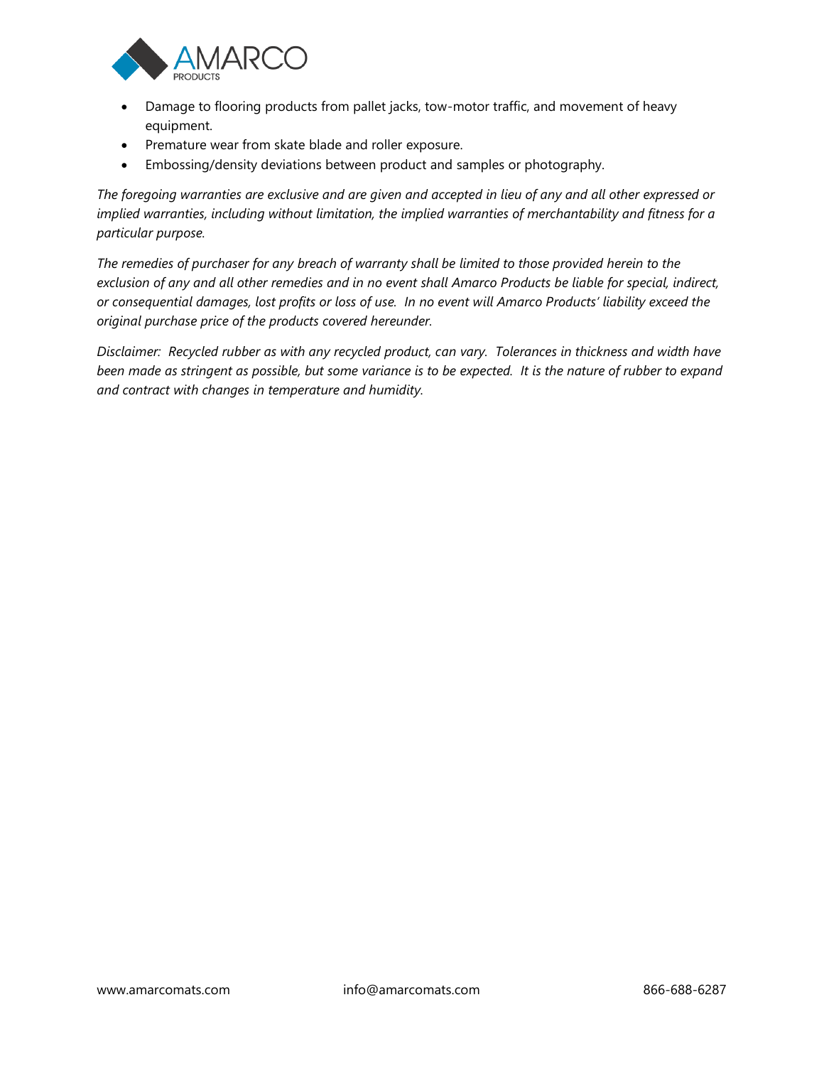- Damage to flooring products from pallet jacks, tow-motor traffic, and movement of heavy equipment.
- Premature wear from skate blade and roller exposure.
- Embossing/density deviations between product and samples or photography.

*The foregoing warranties are exclusive and are given and accepted in lieu of any and all other expressed or implied warranties, including without limitation, the implied warranties of merchantability and fitness for a particular purpose.*

*The remedies of purchaser for any breach of warranty shall be limited to those provided herein to the exclusion of any and all other remedies and in no event shall Amarco Products be liable for special, indirect, or consequential damages, lost profits or loss of use. In no event will Amarco Products' liability exceed the original purchase price of the products covered hereunder.*

*Disclaimer: Recycled rubber as with any recycled product, can vary. Tolerances in thickness and width have been made as stringent as possible, but some variance is to be expected. It is the nature of rubber to expand and contract with changes in temperature and humidity.*